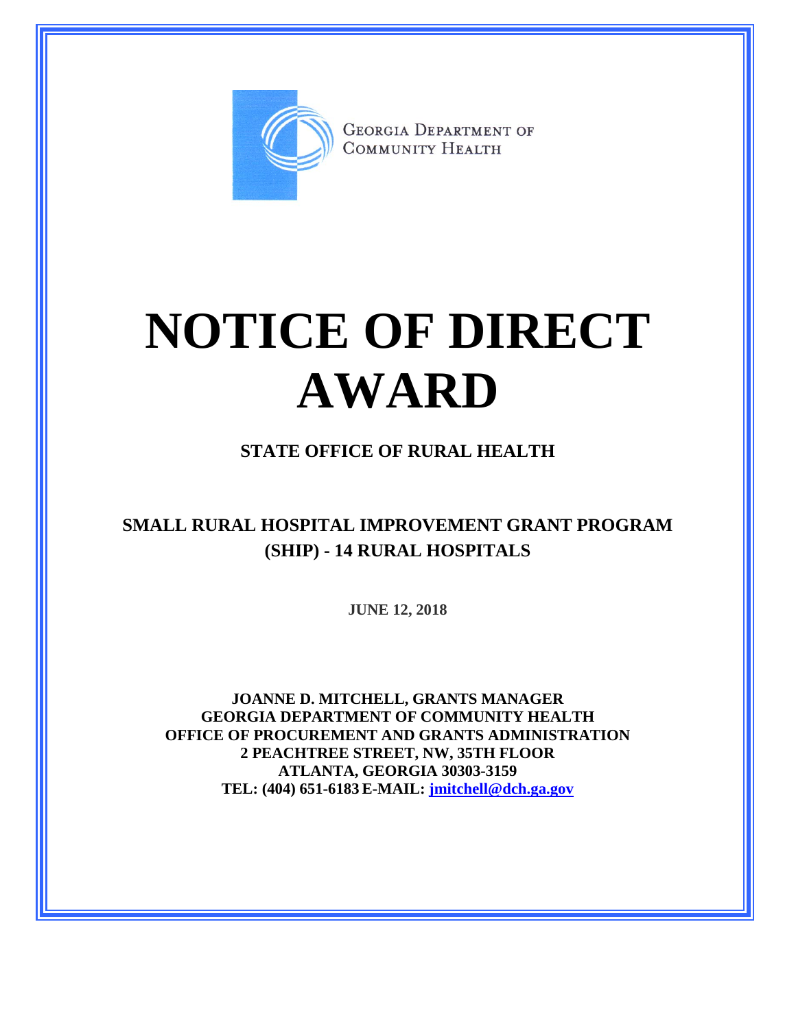GEORGIA DEPARTMENT OF COMMUNITY HEALTH

# NOTICE OF DIRECT AWARD

## STATE OFFICE OF RURAL HEALTH

## SMALL RURAL HOSPITAL IMPROVEMENT GRANT PROGRAM (SHIP) - 14 RURAL HOSPITALS

**JUNE 12, 2018**

**JOANNE D. MITCHELL, GRANTS MANAGER**
**GEORGIA DEPARTMENT OF COMMUNITY HEALTH**
**OFFICE OF PROCUREMENT AND GRANTS ADMINISTRATION**
**2 PEACHTREE STREET, NW, 35TH FLOOR**
**ATLANTA, GEORGIA 30303-3159**
**TEL: (404) 651-6183 E-MAIL: jmitchell@dch.ga.gov**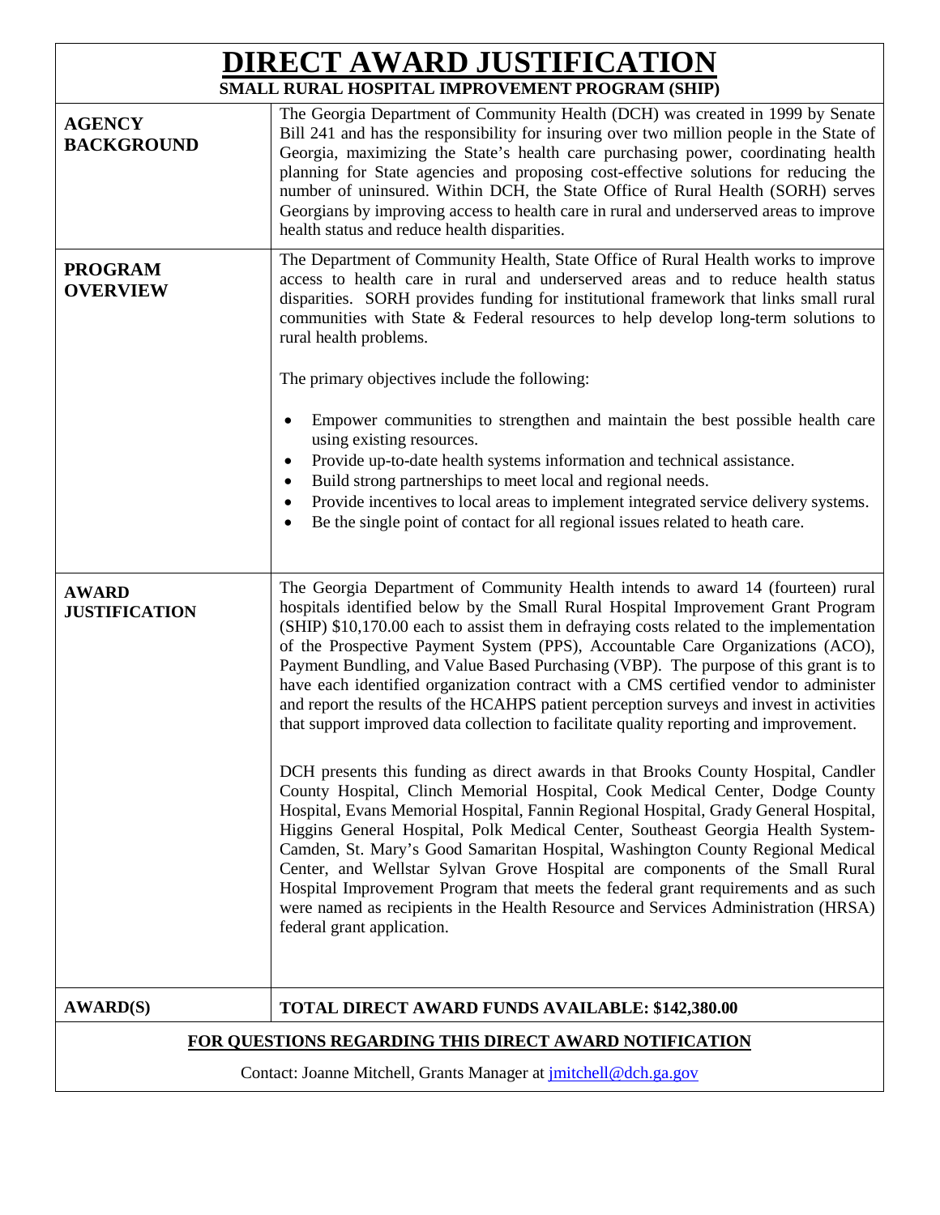# DIRECT AWARD JUSTIFICATION

**SMALL RURAL HOSPITAL IMPROVEMENT PROGRAM (SHIP)**

| | |
|---|---|
| **AGENCY BACKGROUND** | The Georgia Department of Community Health (DCH) was created in 1999 by Senate Bill 241 and has the responsibility for insuring over two million people in the State of Georgia, maximizing the State's health care purchasing power, coordinating health planning for State agencies and proposing cost-effective solutions for reducing the number of uninsured. Within DCH, the State Office of Rural Health (SORH) serves Georgians by improving access to health care in rural and underserved areas to improve health status and reduce health disparities. |
| **PROGRAM OVERVIEW** | The Department of Community Health, State Office of Rural Health works to improve access to health care in rural and underserved areas and to reduce health status disparities. SORH provides funding for institutional framework that links small rural communities with State & Federal resources to help develop long-term solutions to rural health problems.<br><br>The primary objectives include the following:<br><br>• Empower communities to strengthen and maintain the best possible health care using existing resources.<br>• Provide up-to-date health systems information and technical assistance.<br>• Build strong partnerships to meet local and regional needs.<br>• Provide incentives to local areas to implement integrated service delivery systems.<br>• Be the single point of contact for all regional issues related to heath care. |
| **AWARD JUSTIFICATION** | The Georgia Department of Community Health intends to award 14 (fourteen) rural hospitals identified below by the Small Rural Hospital Improvement Grant Program (SHIP) $10,170.00 each to assist them in defraying costs related to the implementation of the Prospective Payment System (PPS), Accountable Care Organizations (ACO), Payment Bundling, and Value Based Purchasing (VBP). The purpose of this grant is to have each identified organization contract with a CMS certified vendor to administer and report the results of the HCAHPS patient perception surveys and invest in activities that support improved data collection to facilitate quality reporting and improvement.<br><br>DCH presents this funding as direct awards in that Brooks County Hospital, Candler County Hospital, Clinch Memorial Hospital, Cook Medical Center, Dodge County Hospital, Evans Memorial Hospital, Fannin Regional Hospital, Grady General Hospital, Higgins General Hospital, Polk Medical Center, Southeast Georgia Health System-Camden, St. Mary's Good Samaritan Hospital, Washington County Regional Medical Center, and Wellstar Sylvan Grove Hospital are components of the Small Rural Hospital Improvement Program that meets the federal grant requirements and as such were named as recipients in the Health Resource and Services Administration (HRSA) federal grant application. |
| **AWARD(S)** | **TOTAL DIRECT AWARD FUNDS AVAILABLE: $142,380.00** |

**FOR QUESTIONS REGARDING THIS DIRECT AWARD NOTIFICATION**

Contact: Joanne Mitchell, Grants Manager at jmitchell@dch.ga.gov